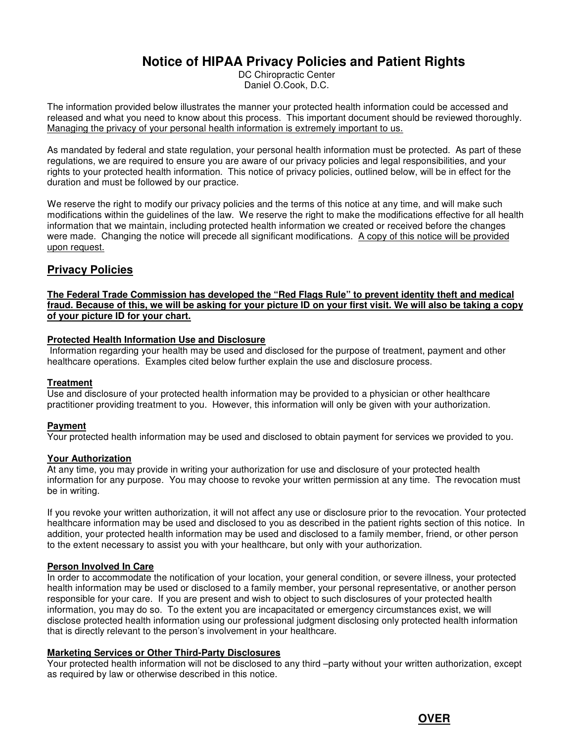# Notice of HIPAA Privacy Policies and Patient Rights

DC Chiropractic Center
Daniel O.Cook, D.C.

The information provided below illustrates the manner your protected health information could be accessed and released and what you need to know about this process. This important document should be reviewed thoroughly. Managing the privacy of your personal health information is extremely important to us.

As mandated by federal and state regulation, your personal health information must be protected. As part of these regulations, we are required to ensure you are aware of our privacy policies and legal responsibilities, and your rights to your protected health information. This notice of privacy policies, outlined below, will be in effect for the duration and must be followed by our practice.

We reserve the right to modify our privacy policies and the terms of this notice at any time, and will make such modifications within the guidelines of the law. We reserve the right to make the modifications effective for all health information that we maintain, including protected health information we created or received before the changes were made. Changing the notice will precede all significant modifications. A copy of this notice will be provided upon request.

## Privacy Policies

**The Federal Trade Commission has developed the "Red Flags Rule" to prevent identity theft and medical fraud. Because of this, we will be asking for your picture ID on your first visit. We will also be taking a copy of your picture ID for your chart.**

### Protected Health Information Use and Disclosure

Information regarding your health may be used and disclosed for the purpose of treatment, payment and other healthcare operations. Examples cited below further explain the use and disclosure process.

### Treatment

Use and disclosure of your protected health information may be provided to a physician or other healthcare practitioner providing treatment to you. However, this information will only be given with your authorization.

### Payment

Your protected health information may be used and disclosed to obtain payment for services we provided to you.

### Your Authorization

At any time, you may provide in writing your authorization for use and disclosure of your protected health information for any purpose. You may choose to revoke your written permission at any time. The revocation must be in writing.

If you revoke your written authorization, it will not affect any use or disclosure prior to the revocation. Your protected healthcare information may be used and disclosed to you as described in the patient rights section of this notice. In addition, your protected health information may be used and disclosed to a family member, friend, or other person to the extent necessary to assist you with your healthcare, but only with your authorization.

### Person Involved In Care

In order to accommodate the notification of your location, your general condition, or severe illness, your protected health information may be used or disclosed to a family member, your personal representative, or another person responsible for your care. If you are present and wish to object to such disclosures of your protected health information, you may do so. To the extent you are incapacitated or emergency circumstances exist, we will disclose protected health information using our professional judgment disclosing only protected health information that is directly relevant to the person's involvement in your healthcare.

### Marketing Services or Other Third-Party Disclosures

Your protected health information will not be disclosed to any third –party without your written authorization, except as required by law or otherwise described in this notice.

**OVER**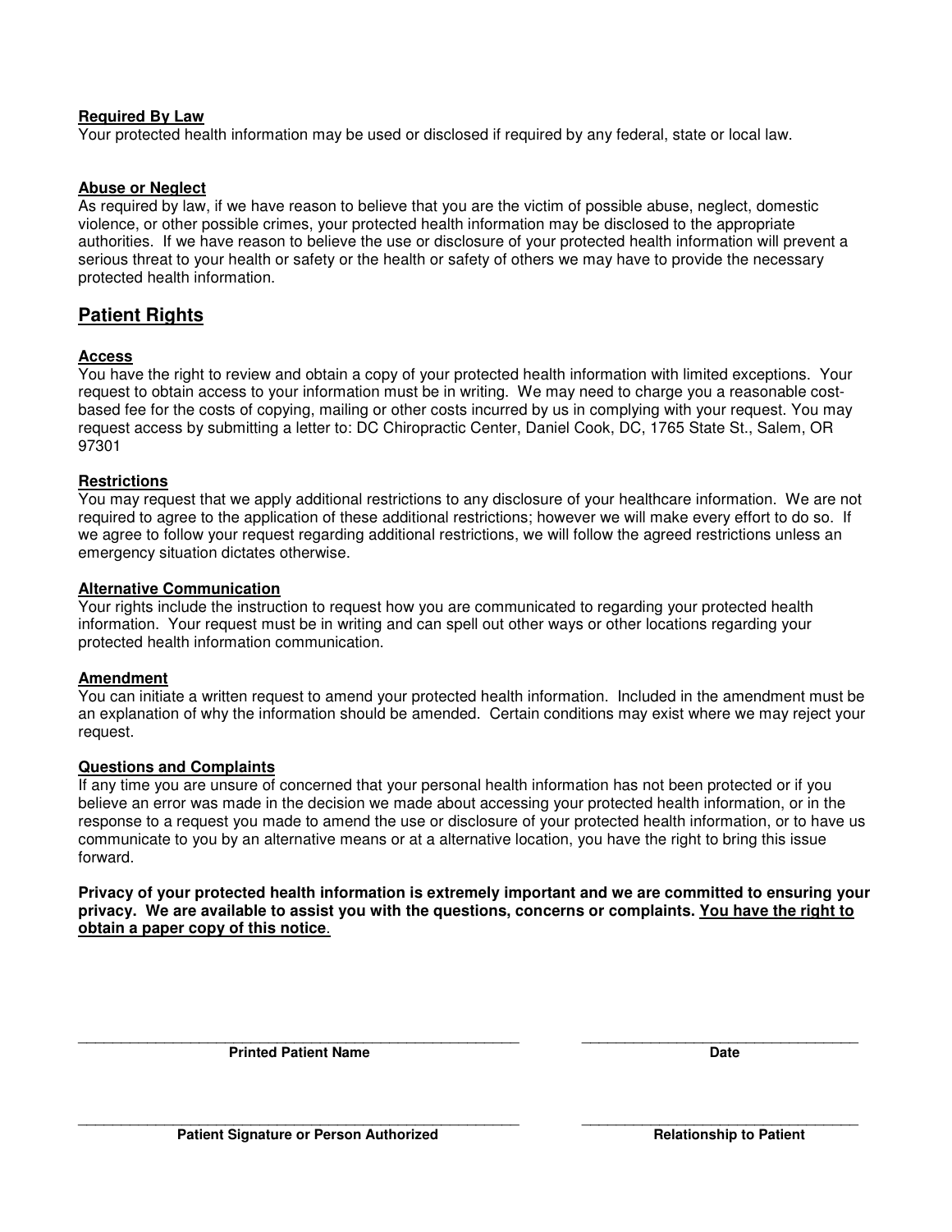**Required By Law**
Your protected health information may be used or disclosed if required by any federal, state or local law.

**Abuse or Neglect**
As required by law, if we have reason to believe that you are the victim of possible abuse, neglect, domestic violence, or other possible crimes, your protected health information may be disclosed to the appropriate authorities. If we have reason to believe the use or disclosure of your protected health information will prevent a serious threat to your health or safety or the health or safety of others we may have to provide the necessary protected health information.

## Patient Rights

**Access**
You have the right to review and obtain a copy of your protected health information with limited exceptions. Your request to obtain access to your information must be in writing. We may need to charge you a reasonable cost-based fee for the costs of copying, mailing or other costs incurred by us in complying with your request. You may request access by submitting a letter to: DC Chiropractic Center, Daniel Cook, DC, 1765 State St., Salem, OR 97301

**Restrictions**
You may request that we apply additional restrictions to any disclosure of your healthcare information. We are not required to agree to the application of these additional restrictions; however we will make every effort to do so. If we agree to follow your request regarding additional restrictions, we will follow the agreed restrictions unless an emergency situation dictates otherwise.

**Alternative Communication**
Your rights include the instruction to request how you are communicated to regarding your protected health information. Your request must be in writing and can spell out other ways or other locations regarding your protected health information communication.

**Amendment**
You can initiate a written request to amend your protected health information. Included in the amendment must be an explanation of why the information should be amended. Certain conditions may exist where we may reject your request.

**Questions and Complaints**
If any time you are unsure of concerned that your personal health information has not been protected or if you believe an error was made in the decision we made about accessing your protected health information, or in the response to a request you made to amend the use or disclosure of your protected health information, or to have us communicate to you by an alternative means or at a alternative location, you have the right to bring this issue forward.

**Privacy of your protected health information is extremely important and we are committed to ensuring your privacy. We are available to assist you with the questions, concerns or complaints. <u>You have the right to obtain a paper copy of this notice</u>.**

\_\_\_\_\_\_\_\_\_\_\_\_\_\_\_\_\_\_\_\_\_\_\_\_\_\_\_\_\_\_\_\_\_\_\_\_\_\_\_\_\_\_\_\_\_\_\_\_\_\_\_\_\_\_\_\_\_\_
**Printed Patient Name**

\_\_\_\_\_\_\_\_\_\_\_\_\_\_\_\_\_\_\_\_\_\_\_\_\_\_\_\_\_\_\_\_\_\_\_\_\_
**Date**

\_\_\_\_\_\_\_\_\_\_\_\_\_\_\_\_\_\_\_\_\_\_\_\_\_\_\_\_\_\_\_\_\_\_\_\_\_\_\_\_\_\_\_\_\_\_\_\_\_\_\_\_\_\_\_\_\_\_
**Patient Signature or Person Authorized**

\_\_\_\_\_\_\_\_\_\_\_\_\_\_\_\_\_\_\_\_\_\_\_\_\_\_\_\_\_\_\_\_\_\_\_\_\_
**Relationship to Patient**